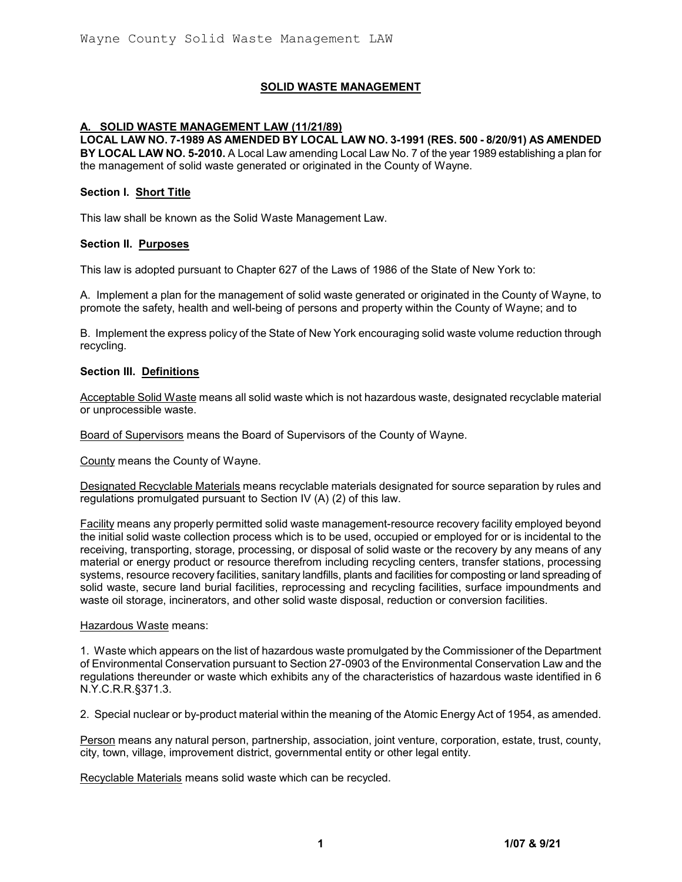# SOLID WASTE MANAGEMENT

## A. SOLID WASTE MANAGEMENT LAW (11/21/89)

**LOCAL LAW NO. 7-1989 AS AMENDED BY LOCAL LAW NO. 3-1991 (RES. 500 - 8/20/91) AS AMENDED BY LOCAL LAW NO. 5-2010.** A Local Law amending Local Law No. 7 of the year 1989 establishing a plan for the management of solid waste generated or originated in the County of Wayne.

### Section I. Short Title

This law shall be known as the Solid Waste Management Law.

### Section II. Purposes

This law is adopted pursuant to Chapter 627 of the Laws of 1986 of the State of New York to:

A. Implement a plan for the management of solid waste generated or originated in the County of Wayne, to promote the safety, health and well-being of persons and property within the County of Wayne; and to

B. Implement the express policy of the State of New York encouraging solid waste volume reduction through recycling.

### Section III. Definitions

Acceptable Solid Waste means all solid waste which is not hazardous waste, designated recyclable material or unprocessible waste.

Board of Supervisors means the Board of Supervisors of the County of Wayne.

County means the County of Wayne.

Designated Recyclable Materials means recyclable materials designated for source separation by rules and regulations promulgated pursuant to Section IV (A) (2) of this law.

Facility means any properly permitted solid waste management-resource recovery facility employed beyond the initial solid waste collection process which is to be used, occupied or employed for or is incidental to the receiving, transporting, storage, processing, or disposal of solid waste or the recovery by any means of any material or energy product or resource therefrom including recycling centers, transfer stations, processing systems, resource recovery facilities, sanitary landfills, plants and facilities for composting or land spreading of solid waste, secure land burial facilities, reprocessing and recycling facilities, surface impoundments and waste oil storage, incinerators, and other solid waste disposal, reduction or conversion facilities.

Hazardous Waste means:

1. Waste which appears on the list of hazardous waste promulgated by the Commissioner of the Department of Environmental Conservation pursuant to Section 27-0903 of the Environmental Conservation Law and the regulations thereunder or waste which exhibits any of the characteristics of hazardous waste identified in 6 N.Y.C.R.R.§371.3.

2. Special nuclear or by-product material within the meaning of the Atomic Energy Act of 1954, as amended.

Person means any natural person, partnership, association, joint venture, corporation, estate, trust, county, city, town, village, improvement district, governmental entity or other legal entity.

Recyclable Materials means solid waste which can be recycled.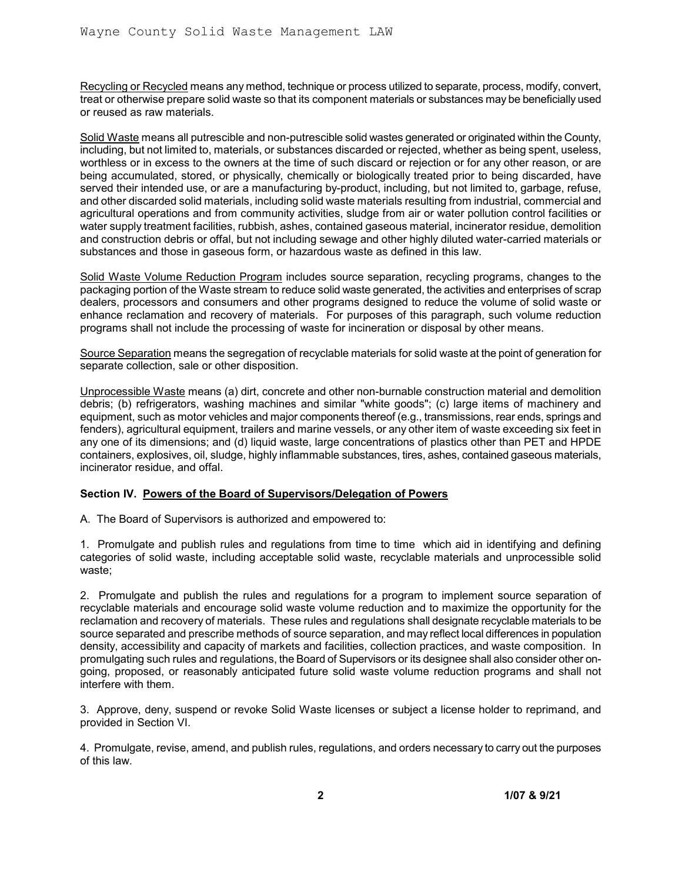Recycling or Recycled means any method, technique or process utilized to separate, process, modify, convert, treat or otherwise prepare solid waste so that its component materials or substances may be beneficially used or reused as raw materials.

Solid Waste means all putrescible and non-putrescible solid wastes generated or originated within the County, including, but not limited to, materials, or substances discarded or rejected, whether as being spent, useless, worthless or in excess to the owners at the time of such discard or rejection or for any other reason, or are being accumulated, stored, or physically, chemically or biologically treated prior to being discarded, have served their intended use, or are a manufacturing by-product, including, but not limited to, garbage, refuse, and other discarded solid materials, including solid waste materials resulting from industrial, commercial and agricultural operations and from community activities, sludge from air or water pollution control facilities or water supply treatment facilities, rubbish, ashes, contained gaseous material, incinerator residue, demolition and construction debris or offal, but not including sewage and other highly diluted water-carried materials or substances and those in gaseous form, or hazardous waste as defined in this law.

Solid Waste Volume Reduction Program includes source separation, recycling programs, changes to the packaging portion of the Waste stream to reduce solid waste generated, the activities and enterprises of scrap dealers, processors and consumers and other programs designed to reduce the volume of solid waste or enhance reclamation and recovery of materials. For purposes of this paragraph, such volume reduction programs shall not include the processing of waste for incineration or disposal by other means.

Source Separation means the segregation of recyclable materials for solid waste at the point of generation for separate collection, sale or other disposition.

Unprocessible Waste means (a) dirt, concrete and other non-burnable construction material and demolition debris; (b) refrigerators, washing machines and similar "white goods"; (c) large items of machinery and equipment, such as motor vehicles and major components thereof (e.g., transmissions, rear ends, springs and fenders), agricultural equipment, trailers and marine vessels, or any other item of waste exceeding six feet in any one of its dimensions; and (d) liquid waste, large concentrations of plastics other than PET and HPDE containers, explosives, oil, sludge, highly inflammable substances, tires, ashes, contained gaseous materials, incinerator residue, and offal.

**Section IV. Powers of the Board of Supervisors/Delegation of Powers**

A. The Board of Supervisors is authorized and empowered to:

1. Promulgate and publish rules and regulations from time to time which aid in identifying and defining categories of solid waste, including acceptable solid waste, recyclable materials and unprocessible solid waste;

2. Promulgate and publish the rules and regulations for a program to implement source separation of recyclable materials and encourage solid waste volume reduction and to maximize the opportunity for the reclamation and recovery of materials. These rules and regulations shall designate recyclable materials to be source separated and prescribe methods of source separation, and may reflect local differences in population density, accessibility and capacity of markets and facilities, collection practices, and waste composition. In promulgating such rules and regulations, the Board of Supervisors or its designee shall also consider other on-going, proposed, or reasonably anticipated future solid waste volume reduction programs and shall not interfere with them.

3. Approve, deny, suspend or revoke Solid Waste licenses or subject a license holder to reprimand, and provided in Section VI.

4. Promulgate, revise, amend, and publish rules, regulations, and orders necessary to carry out the purposes of this law.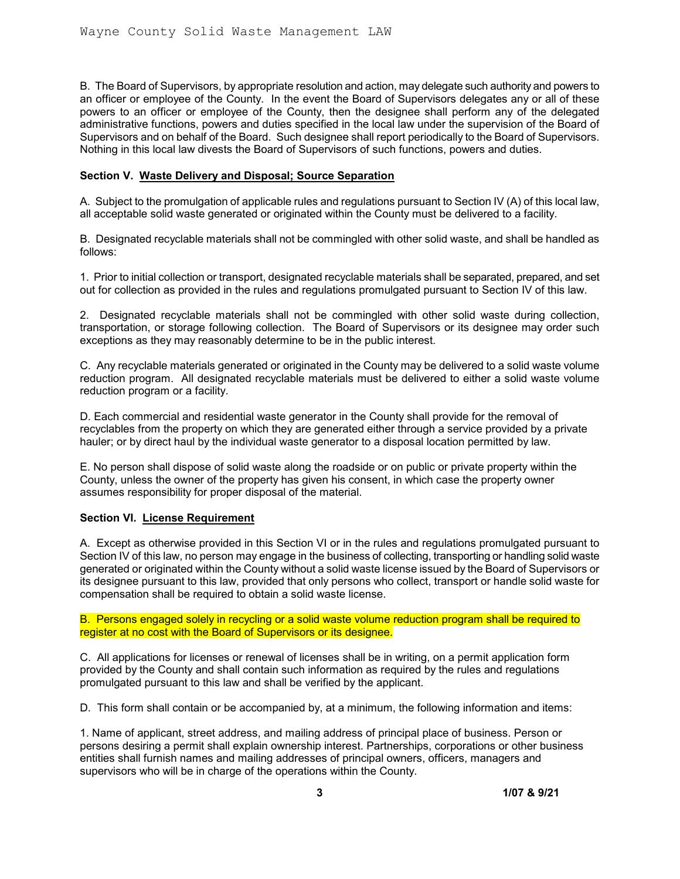B. The Board of Supervisors, by appropriate resolution and action, may delegate such authority and powers to an officer or employee of the County. In the event the Board of Supervisors delegates any or all of these powers to an officer or employee of the County, then the designee shall perform any of the delegated administrative functions, powers and duties specified in the local law under the supervision of the Board of Supervisors and on behalf of the Board. Such designee shall report periodically to the Board of Supervisors. Nothing in this local law divests the Board of Supervisors of such functions, powers and duties.

**Section V. Waste Delivery and Disposal; Source Separation**

A. Subject to the promulgation of applicable rules and regulations pursuant to Section IV (A) of this local law, all acceptable solid waste generated or originated within the County must be delivered to a facility.

B. Designated recyclable materials shall not be commingled with other solid waste, and shall be handled as follows:

1. Prior to initial collection or transport, designated recyclable materials shall be separated, prepared, and set out for collection as provided in the rules and regulations promulgated pursuant to Section IV of this law.

2. Designated recyclable materials shall not be commingled with other solid waste during collection, transportation, or storage following collection. The Board of Supervisors or its designee may order such exceptions as they may reasonably determine to be in the public interest.

C. Any recyclable materials generated or originated in the County may be delivered to a solid waste volume reduction program. All designated recyclable materials must be delivered to either a solid waste volume reduction program or a facility.

D. Each commercial and residential waste generator in the County shall provide for the removal of recyclables from the property on which they are generated either through a service provided by a private hauler; or by direct haul by the individual waste generator to a disposal location permitted by law.

E. No person shall dispose of solid waste along the roadside or on public or private property within the County, unless the owner of the property has given his consent, in which case the property owner assumes responsibility for proper disposal of the material.

**Section VI. License Requirement**

A. Except as otherwise provided in this Section VI or in the rules and regulations promulgated pursuant to Section IV of this law, no person may engage in the business of collecting, transporting or handling solid waste generated or originated within the County without a solid waste license issued by the Board of Supervisors or its designee pursuant to this law, provided that only persons who collect, transport or handle solid waste for compensation shall be required to obtain a solid waste license.

B. Persons engaged solely in recycling or a solid waste volume reduction program shall be required to register at no cost with the Board of Supervisors or its designee.

C. All applications for licenses or renewal of licenses shall be in writing, on a permit application form provided by the County and shall contain such information as required by the rules and regulations promulgated pursuant to this law and shall be verified by the applicant.

D. This form shall contain or be accompanied by, at a minimum, the following information and items:

1. Name of applicant, street address, and mailing address of principal place of business. Person or persons desiring a permit shall explain ownership interest. Partnerships, corporations or other business entities shall furnish names and mailing addresses of principal owners, officers, managers and supervisors who will be in charge of the operations within the County.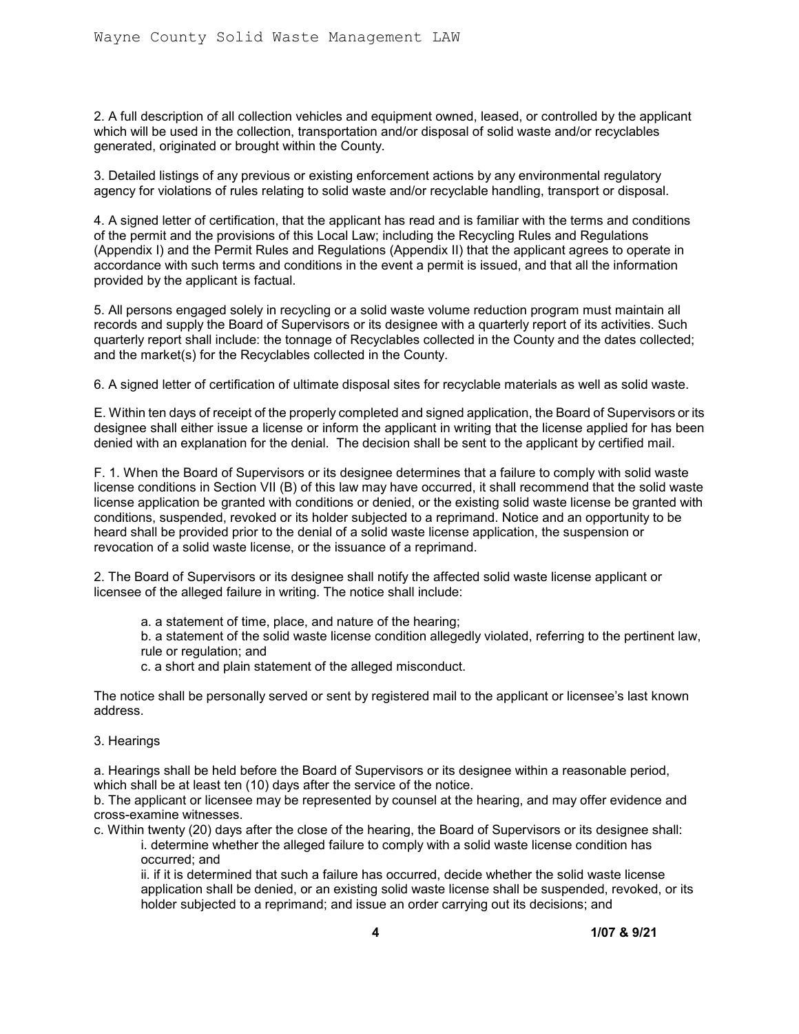2. A full description of all collection vehicles and equipment owned, leased, or controlled by the applicant which will be used in the collection, transportation and/or disposal of solid waste and/or recyclables generated, originated or brought within the County.

3. Detailed listings of any previous or existing enforcement actions by any environmental regulatory agency for violations of rules relating to solid waste and/or recyclable handling, transport or disposal.

4. A signed letter of certification, that the applicant has read and is familiar with the terms and conditions of the permit and the provisions of this Local Law; including the Recycling Rules and Regulations (Appendix I) and the Permit Rules and Regulations (Appendix II) that the applicant agrees to operate in accordance with such terms and conditions in the event a permit is issued, and that all the information provided by the applicant is factual.

5. All persons engaged solely in recycling or a solid waste volume reduction program must maintain all records and supply the Board of Supervisors or its designee with a quarterly report of its activities. Such quarterly report shall include: the tonnage of Recyclables collected in the County and the dates collected; and the market(s) for the Recyclables collected in the County.

6. A signed letter of certification of ultimate disposal sites for recyclable materials as well as solid waste.

E. Within ten days of receipt of the properly completed and signed application, the Board of Supervisors or its designee shall either issue a license or inform the applicant in writing that the license applied for has been denied with an explanation for the denial. The decision shall be sent to the applicant by certified mail.

F. 1. When the Board of Supervisors or its designee determines that a failure to comply with solid waste license conditions in Section VII (B) of this law may have occurred, it shall recommend that the solid waste license application be granted with conditions or denied, or the existing solid waste license be granted with conditions, suspended, revoked or its holder subjected to a reprimand. Notice and an opportunity to be heard shall be provided prior to the denial of a solid waste license application, the suspension or revocation of a solid waste license, or the issuance of a reprimand.

2. The Board of Supervisors or its designee shall notify the affected solid waste license applicant or licensee of the alleged failure in writing. The notice shall include:

   a. a statement of time, place, and nature of the hearing;
   b. a statement of the solid waste license condition allegedly violated, referring to the pertinent law, rule or regulation; and
   c. a short and plain statement of the alleged misconduct.

The notice shall be personally served or sent by registered mail to the applicant or licensee's last known address.

3. Hearings

a. Hearings shall be held before the Board of Supervisors or its designee within a reasonable period, which shall be at least ten (10) days after the service of the notice.
b. The applicant or licensee may be represented by counsel at the hearing, and may offer evidence and cross-examine witnesses.
c. Within twenty (20) days after the close of the hearing, the Board of Supervisors or its designee shall:
   i. determine whether the alleged failure to comply with a solid waste license condition has occurred; and
   ii. if it is determined that such a failure has occurred, decide whether the solid waste license application shall be denied, or an existing solid waste license shall be suspended, revoked, or its holder subjected to a reprimand; and issue an order carrying out its decisions; and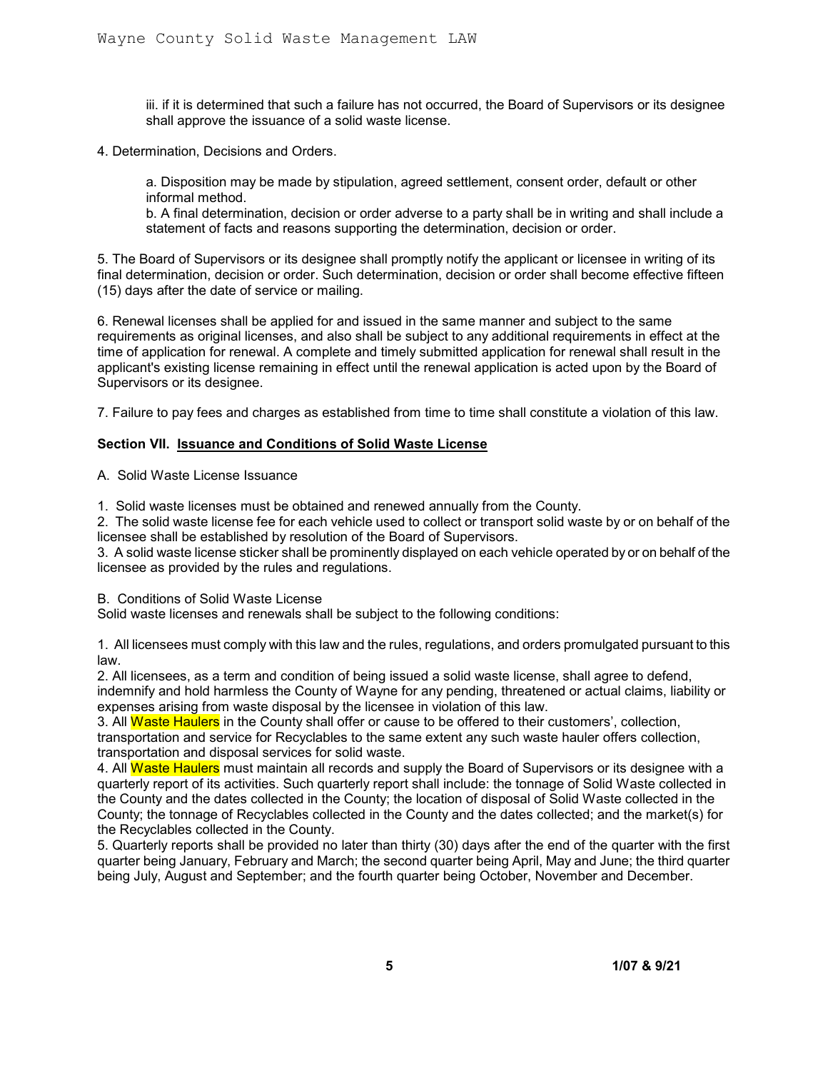iii. if it is determined that such a failure has not occurred, the Board of Supervisors or its designee shall approve the issuance of a solid waste license.

4. Determination, Decisions and Orders.

a. Disposition may be made by stipulation, agreed settlement, consent order, default or other informal method.
b. A final determination, decision or order adverse to a party shall be in writing and shall include a statement of facts and reasons supporting the determination, decision or order.

5. The Board of Supervisors or its designee shall promptly notify the applicant or licensee in writing of its final determination, decision or order. Such determination, decision or order shall become effective fifteen (15) days after the date of service or mailing.

6. Renewal licenses shall be applied for and issued in the same manner and subject to the same requirements as original licenses, and also shall be subject to any additional requirements in effect at the time of application for renewal. A complete and timely submitted application for renewal shall result in the applicant's existing license remaining in effect until the renewal application is acted upon by the Board of Supervisors or its designee.

7. Failure to pay fees and charges as established from time to time shall constitute a violation of this law.

## Section VII. Issuance and Conditions of Solid Waste License

A. Solid Waste License Issuance

1. Solid waste licenses must be obtained and renewed annually from the County.
2. The solid waste license fee for each vehicle used to collect or transport solid waste by or on behalf of the licensee shall be established by resolution of the Board of Supervisors.
3. A solid waste license sticker shall be prominently displayed on each vehicle operated by or on behalf of the licensee as provided by the rules and regulations.

B. Conditions of Solid Waste License
Solid waste licenses and renewals shall be subject to the following conditions:

1. All licensees must comply with this law and the rules, regulations, and orders promulgated pursuant to this law.
2. All licensees, as a term and condition of being issued a solid waste license, shall agree to defend, indemnify and hold harmless the County of Wayne for any pending, threatened or actual claims, liability or expenses arising from waste disposal by the licensee in violation of this law.
3. All Waste Haulers in the County shall offer or cause to be offered to their customers', collection, transportation and service for Recyclables to the same extent any such waste hauler offers collection, transportation and disposal services for solid waste.
4. All Waste Haulers must maintain all records and supply the Board of Supervisors or its designee with a quarterly report of its activities. Such quarterly report shall include: the tonnage of Solid Waste collected in the County and the dates collected in the County; the location of disposal of Solid Waste collected in the County; the tonnage of Recyclables collected in the County and the dates collected; and the market(s) for the Recyclables collected in the County.
5. Quarterly reports shall be provided no later than thirty (30) days after the end of the quarter with the first quarter being January, February and March; the second quarter being April, May and June; the third quarter being July, August and September; and the fourth quarter being October, November and December.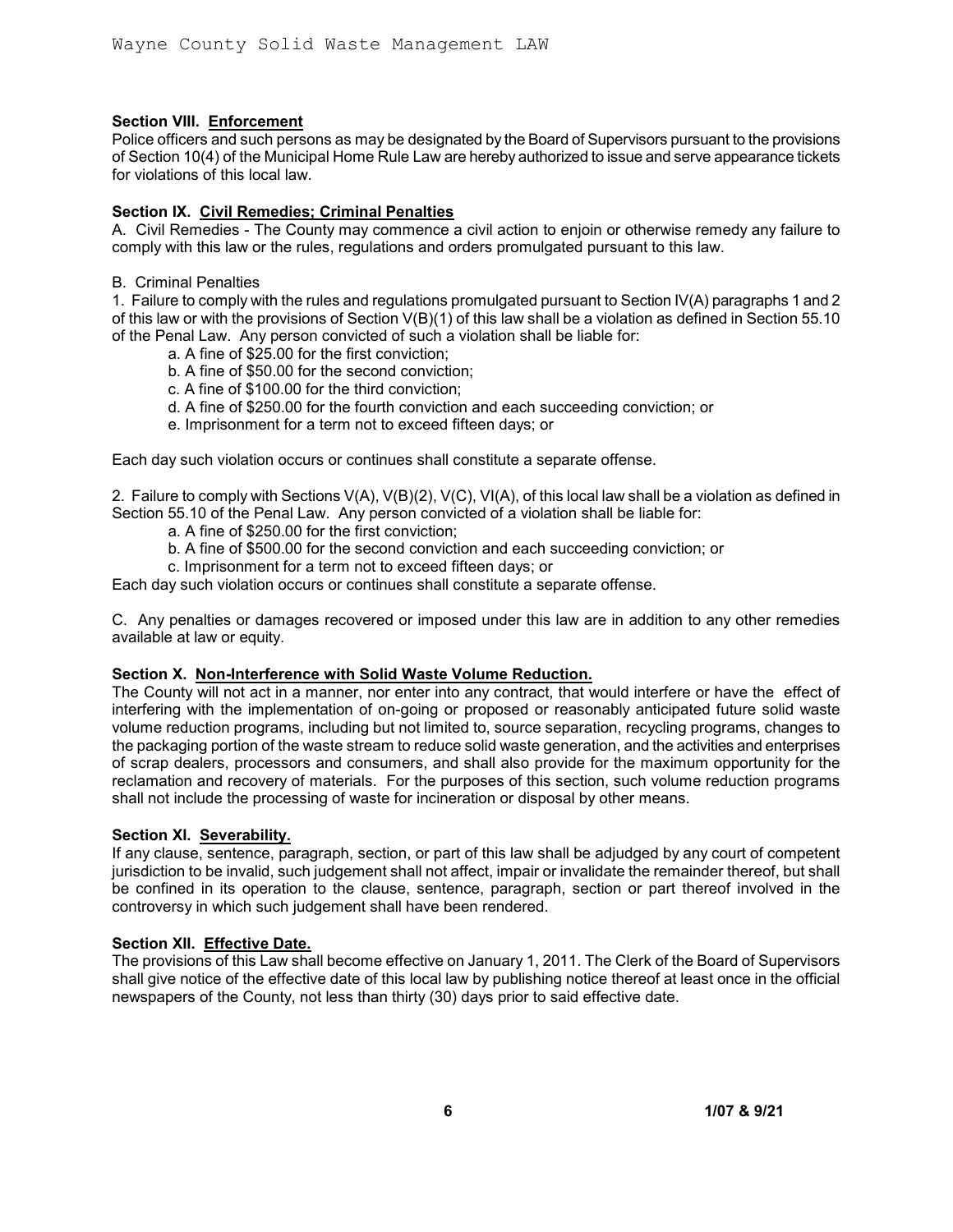**Section VIII. Enforcement**

Police officers and such persons as may be designated by the Board of Supervisors pursuant to the provisions of Section 10(4) of the Municipal Home Rule Law are hereby authorized to issue and serve appearance tickets for violations of this local law.

**Section IX. Civil Remedies; Criminal Penalties**

A. Civil Remedies - The County may commence a civil action to enjoin or otherwise remedy any failure to comply with this law or the rules, regulations and orders promulgated pursuant to this law.

B. Criminal Penalties

1. Failure to comply with the rules and regulations promulgated pursuant to Section IV(A) paragraphs 1 and 2 of this law or with the provisions of Section V(B)(1) of this law shall be a violation as defined in Section 55.10 of the Penal Law. Any person convicted of such a violation shall be liable for:

   a. A fine of $25.00 for the first conviction;
   b. A fine of $50.00 for the second conviction;
   c. A fine of $100.00 for the third conviction;
   d. A fine of $250.00 for the fourth conviction and each succeeding conviction; or
   e. Imprisonment for a term not to exceed fifteen days; or

Each day such violation occurs or continues shall constitute a separate offense.

2. Failure to comply with Sections V(A), V(B)(2), V(C), VI(A), of this local law shall be a violation as defined in Section 55.10 of the Penal Law. Any person convicted of a violation shall be liable for:

   a. A fine of $250.00 for the first conviction;
   b. A fine of $500.00 for the second conviction and each succeeding conviction; or
   c. Imprisonment for a term not to exceed fifteen days; or

Each day such violation occurs or continues shall constitute a separate offense.

C. Any penalties or damages recovered or imposed under this law are in addition to any other remedies available at law or equity.

**Section X. Non-Interference with Solid Waste Volume Reduction.**

The County will not act in a manner, nor enter into any contract, that would interfere or have the effect of interfering with the implementation of on-going or proposed or reasonably anticipated future solid waste volume reduction programs, including but not limited to, source separation, recycling programs, changes to the packaging portion of the waste stream to reduce solid waste generation, and the activities and enterprises of scrap dealers, processors and consumers, and shall also provide for the maximum opportunity for the reclamation and recovery of materials. For the purposes of this section, such volume reduction programs shall not include the processing of waste for incineration or disposal by other means.

**Section XI. Severability.**

If any clause, sentence, paragraph, section, or part of this law shall be adjudged by any court of competent jurisdiction to be invalid, such judgement shall not affect, impair or invalidate the remainder thereof, but shall be confined in its operation to the clause, sentence, paragraph, section or part thereof involved in the controversy in which such judgement shall have been rendered.

**Section XII. Effective Date.**

The provisions of this Law shall become effective on January 1, 2011. The Clerk of the Board of Supervisors shall give notice of the effective date of this local law by publishing notice thereof at least once in the official newspapers of the County, not less than thirty (30) days prior to said effective date.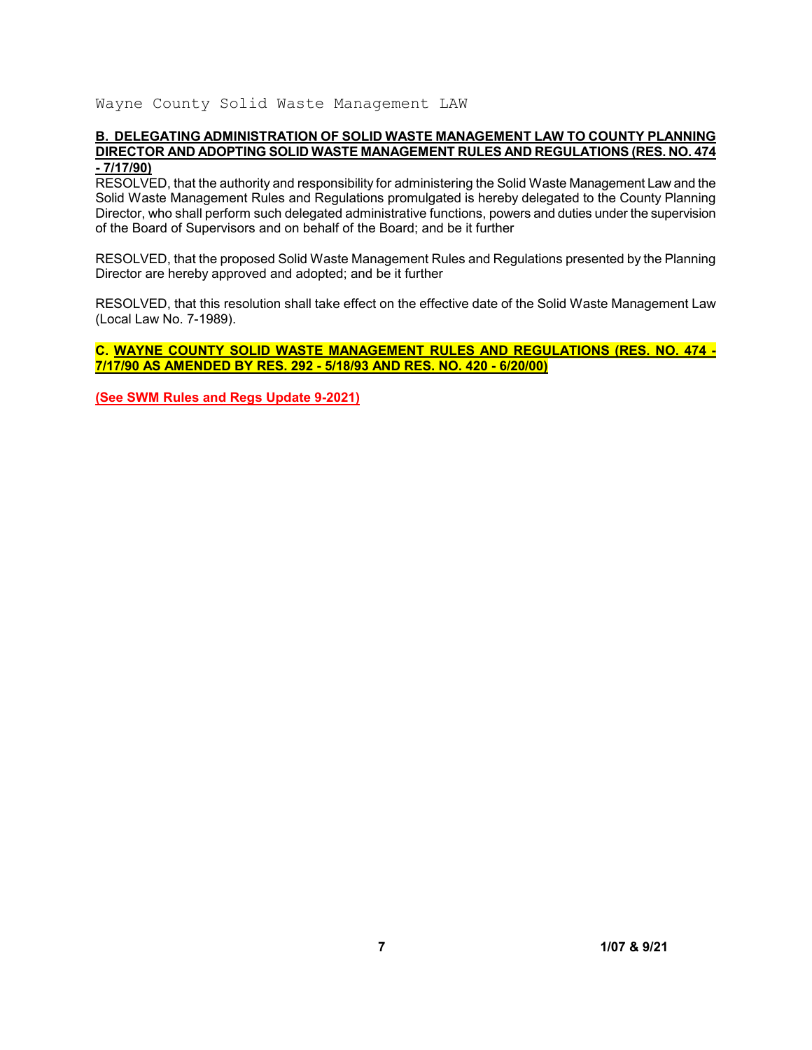Wayne County Solid Waste Management LAW

**B. DELEGATING ADMINISTRATION OF SOLID WASTE MANAGEMENT LAW TO COUNTY PLANNING DIRECTOR AND ADOPTING SOLID WASTE MANAGEMENT RULES AND REGULATIONS (RES. NO. 474 - 7/17/90)**

RESOLVED, that the authority and responsibility for administering the Solid Waste Management Law and the Solid Waste Management Rules and Regulations promulgated is hereby delegated to the County Planning Director, who shall perform such delegated administrative functions, powers and duties under the supervision of the Board of Supervisors and on behalf of the Board; and be it further

RESOLVED, that the proposed Solid Waste Management Rules and Regulations presented by the Planning Director are hereby approved and adopted; and be it further

RESOLVED, that this resolution shall take effect on the effective date of the Solid Waste Management Law (Local Law No. 7-1989).

**C. WAYNE COUNTY SOLID WASTE MANAGEMENT RULES AND REGULATIONS (RES. NO. 474 - 7/17/90 AS AMENDED BY RES. 292 - 5/18/93 AND RES. NO. 420 - 6/20/00)**

**(See SWM Rules and Regs Update 9-2021)**

**1/07 & 9/21**